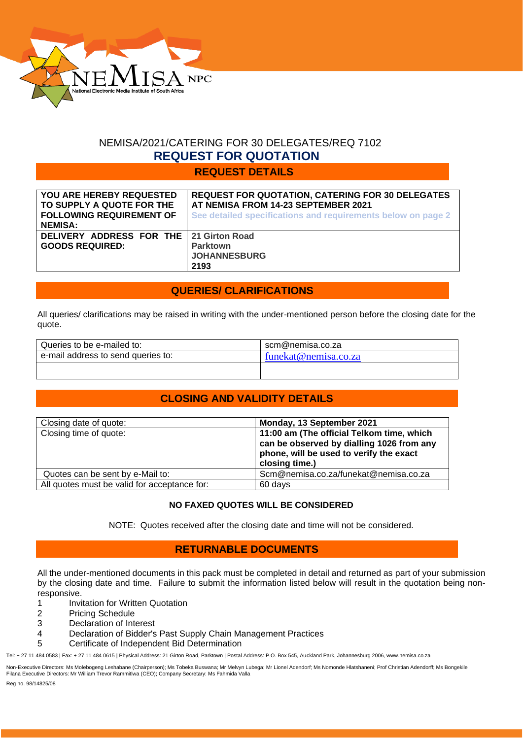NEMISA/2021/CATERING FOR 30 DELEGATES/REQ 7102

# REQUEST FOR QUOTATION

## REQUEST DETAILS

| | |
|---|---|
| **YOU ARE HEREBY REQUESTED TO SUPPLY A QUOTE FOR THE FOLLOWING REQUIREMENT OF NEMISA:** | **REQUEST FOR QUOTATION, CATERING FOR 30 DELEGATES AT NEMISA FROM 14-23 SEPTEMBER 2021** **See detailed specifications and requirements below on page 2** |
| **DELIVERY ADDRESS FOR THE GOODS REQUIRED:** | **21 Girton Road** **Parktown** **JOHANNESBURG** **2193** |

## QUERIES/ CLARIFICATIONS

All queries/ clarifications may be raised in writing with the under-mentioned person before the closing date for the quote.

| | |
|---|---|
| Queries to be e-mailed to: | scm@nemisa.co.za |
| e-mail address to send queries to: | funekat@nemisa.co.za |
| | |

## CLOSING AND VALIDITY DETAILS

| | |
|---|---|
| Closing date of quote: | **Monday, 13 September 2021** |
| Closing time of quote: | **11:00 am (The official Telkom time, which can be observed by dialling 1026 from any phone, will be used to verify the exact closing time.)** |
| Quotes can be sent by e-Mail to: | Scm@nemisa.co.za/funekat@nemisa.co.za |
| All quotes must be valid for acceptance for: | 60 days |

**NO FAXED QUOTES WILL BE CONSIDERED**

NOTE: Quotes received after the closing date and time will not be considered.

## RETURNABLE DOCUMENTS

All the under-mentioned documents in this pack must be completed in detail and returned as part of your submission by the closing date and time. Failure to submit the information listed below will result in the quotation being non-responsive.

1. Invitation for Written Quotation
2. Pricing Schedule
3. Declaration of Interest
4. Declaration of Bidder's Past Supply Chain Management Practices
5. Certificate of Independent Bid Determination

Tel: + 27 11 484 0583 | Fax: + 27 11 484 0615 | Physical Address: 21 Girton Road, Parktown | Postal Address: P.O. Box 545, Auckland Park, Johannesburg 2006, www.nemisa.co.za

Non-Executive Directors: Ms Molebogeng Leshabane (Chairperson); Ms Tobeka Buswana; Mr Melvyn Lubega; Mr Lionel Adendorf; Ms Nomonde Hlatshaneni; Prof Christian Adendorff; Ms Bongekile Filana Executive Directors: Mr William Trevor Rammitlwa (CEO); Company Secretary: Ms Fahmida Valla

Reg no. 98/14825/08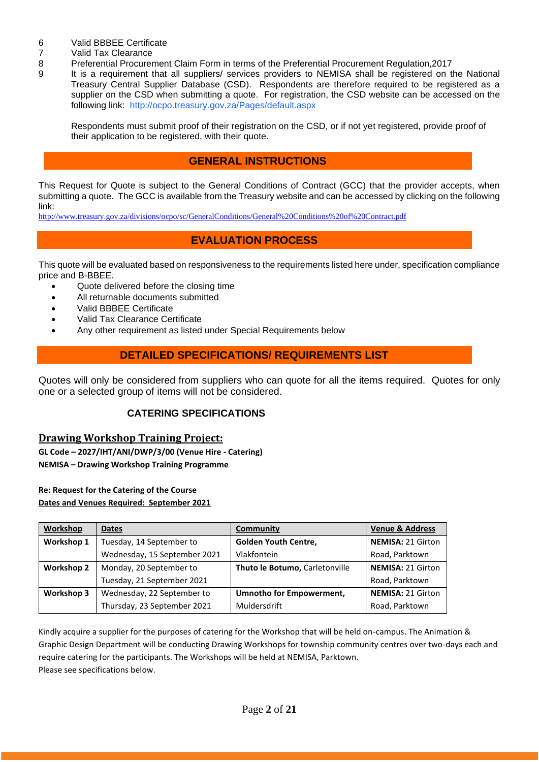6 Valid BBBEE Certificate
7 Valid Tax Clearance
8 Preferential Procurement Claim Form in terms of the Preferential Procurement Regulation,2017
9 It is a requirement that all suppliers/ services providers to NEMISA shall be registered on the National Treasury Central Supplier Database (CSD). Respondents are therefore required to be registered as a supplier on the CSD when submitting a quote. For registration, the CSD website can be accessed on the following link: http://ocpo.treasury.gov.za/Pages/default.aspx

Respondents must submit proof of their registration on the CSD, or if not yet registered, provide proof of their application to be registered, with their quote.

## GENERAL INSTRUCTIONS

This Request for Quote is subject to the General Conditions of Contract (GCC) that the provider accepts, when submitting a quote. The GCC is available from the Treasury website and can be accessed by clicking on the following link:
http://www.treasury.gov.za/divisions/ocpo/sc/GeneralConditions/General%20Conditions%20of%20Contract.pdf

## EVALUATION PROCESS

This quote will be evaluated based on responsiveness to the requirements listed here under, specification compliance price and B-BBEE.

- Quote delivered before the closing time
- All returnable documents submitted
- Valid BBBEE Certificate
- Valid Tax Clearance Certificate
- Any other requirement as listed under Special Requirements below

## DETAILED SPECIFICATIONS/ REQUIREMENTS LIST

Quotes will only be considered from suppliers who can quote for all the items required. Quotes for only one or a selected group of items will not be considered.

### CATERING SPECIFICATIONS

**Drawing Workshop Training Project:**

**GL Code – 2027/IHT/ANI/DWP/3/00 (Venue Hire - Catering)**
**NEMISA – Drawing Workshop Training Programme**

**Re: Request for the Catering of the Course**
**Dates and Venues Required: September 2021**

| Workshop | Dates | Community | Venue & Address |
|---|---|---|---|
| **Workshop 1** | Tuesday, 14 September to Wednesday, 15 September 2021 | **Golden Youth Centre,** Vlakfontein | **NEMISA:** 21 Girton Road, Parktown |
| **Workshop 2** | Monday, 20 September to Tuesday, 21 September 2021 | **Thuto le Botumo,** Carletonville | **NEMISA:** 21 Girton Road, Parktown |
| **Workshop 3** | Wednesday, 22 September to Thursday, 23 September 2021 | **Umnotho for Empowerment,** Muldersdrift | **NEMISA:** 21 Girton Road, Parktown |

Kindly acquire a supplier for the purposes of catering for the Workshop that will be held on-campus. The Animation & Graphic Design Department will be conducting Drawing Workshops for township community centres over two-days each and require catering for the participants. The Workshops will be held at NEMISA, Parktown.
Please see specifications below.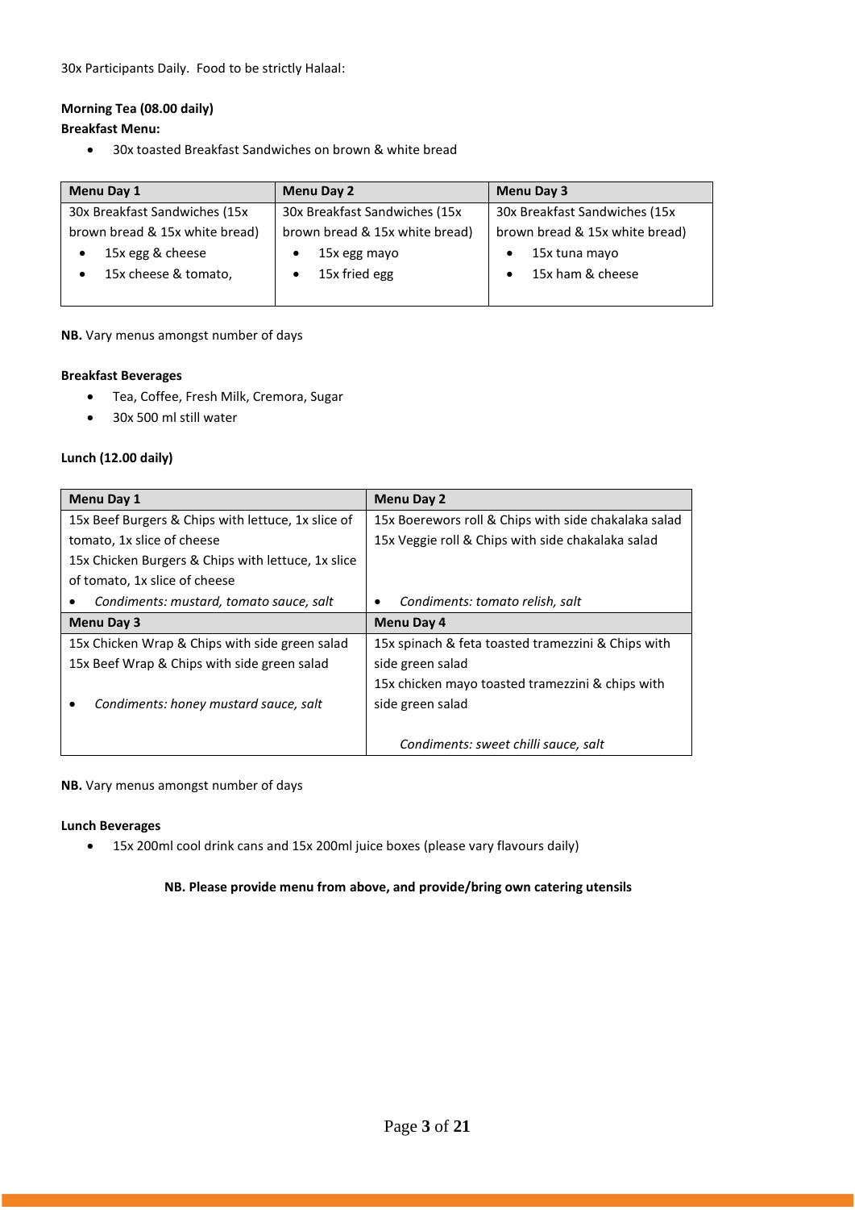30x Participants Daily. Food to be strictly Halaal:

**Morning Tea (08.00 daily)**

**Breakfast Menu:**

- 30x toasted Breakfast Sandwiches on brown & white bread

| Menu Day 1 | Menu Day 2 | Menu Day 3 |
|---|---|---|
| 30x Breakfast Sandwiches (15x brown bread & 15x white bread)<br>• 15x egg & cheese<br>• 15x cheese & tomato, | 30x Breakfast Sandwiches (15x brown bread & 15x white bread)<br>• 15x egg mayo<br>• 15x fried egg | 30x Breakfast Sandwiches (15x brown bread & 15x white bread)<br>• 15x tuna mayo<br>• 15x ham & cheese |

**NB.** Vary menus amongst number of days

**Breakfast Beverages**

- Tea, Coffee, Fresh Milk, Cremora, Sugar
- 30x 500 ml still water

**Lunch (12.00 daily)**

| Menu Day 1 | Menu Day 2 |
|---|---|
| 15x Beef Burgers & Chips with lettuce, 1x slice of tomato, 1x slice of cheese<br>15x Chicken Burgers & Chips with lettuce, 1x slice of tomato, 1x slice of cheese<br>• *Condiments: mustard, tomato sauce, salt* | 15x Boerewors roll & Chips with side chakalaka salad<br>15x Veggie roll & Chips with side chakalaka salad<br>• *Condiments: tomato relish, salt* |
| **Menu Day 3** | **Menu Day 4** |
| 15x Chicken Wrap & Chips with side green salad<br>15x Beef Wrap & Chips with side green salad<br>• *Condiments: honey mustard sauce, salt* | 15x spinach & feta toasted tramezzini & Chips with side green salad<br>15x chicken mayo toasted tramezzini & chips with side green salad<br>*Condiments: sweet chilli sauce, salt* |

**NB.** Vary menus amongst number of days

**Lunch Beverages**

- 15x 200ml cool drink cans and 15x 200ml juice boxes (please vary flavours daily)

**NB. Please provide menu from above, and provide/bring own catering utensils**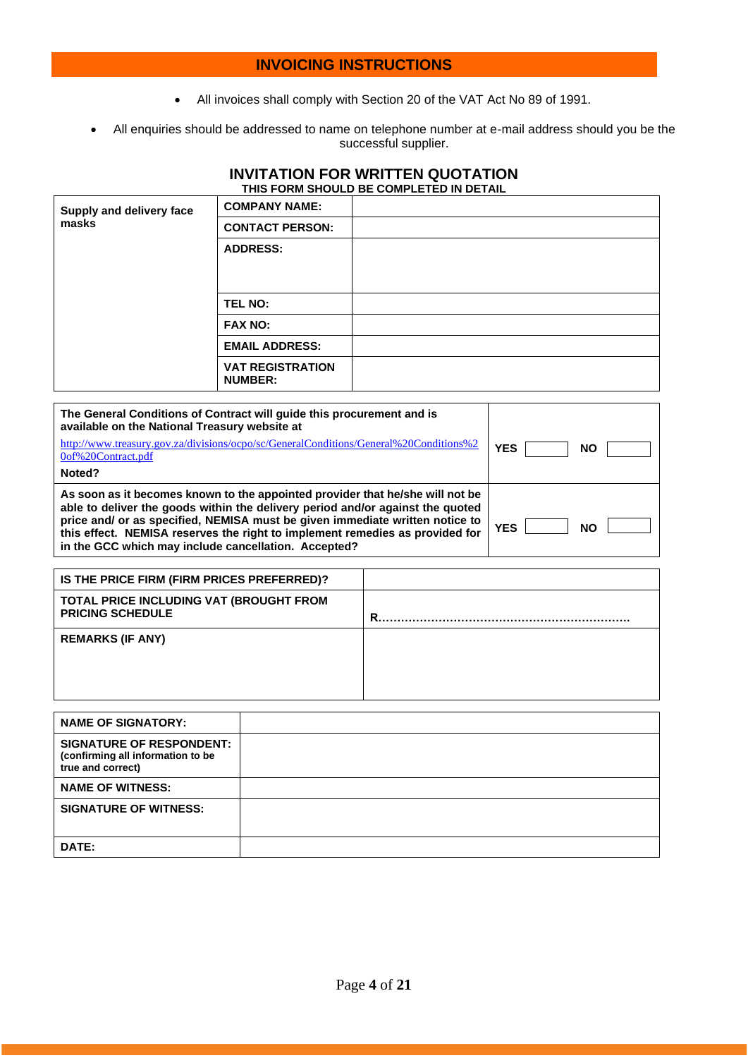## INVOICING INSTRUCTIONS

- All invoices shall comply with Section 20 of the VAT Act No 89 of 1991.
- All enquiries should be addressed to name on telephone number at e-mail address should you be the successful supplier.

## INVITATION FOR WRITTEN QUOTATION

**THIS FORM SHOULD BE COMPLETED IN DETAIL**

| | | |
|---|---|---|
| **Supply and delivery face masks** | **COMPANY NAME:** | |
| | **CONTACT PERSON:** | |
| | **ADDRESS:** | |
| | **TEL NO:** | |
| | **FAX NO:** | |
| | **EMAIL ADDRESS:** | |
| | **VAT REGISTRATION NUMBER:** | |

| | |
|---|---|
| **The General Conditions of Contract will guide this procurement and is available on the National Treasury website at** http://www.treasury.gov.za/divisions/ocpo/sc/GeneralConditions/General%20Conditions%20of%20Contract.pdf **Noted?** | **YES** ☐ **NO** ☐ |
| **As soon as it becomes known to the appointed provider that he/she will not be able to deliver the goods within the delivery period and/or against the quoted price and/ or as specified, NEMISA must be given immediate written notice to this effect. NEMISA reserves the right to implement remedies as provided for in the GCC which may include cancellation. Accepted?** | **YES** ☐ **NO** ☐ |

| | |
|---|---|
| **IS THE PRICE FIRM (FIRM PRICES PREFERRED)?** | |
| **TOTAL PRICE INCLUDING VAT (BROUGHT FROM PRICING SCHEDULE** | **R…………………………………………………………** |
| **REMARKS (IF ANY)** | |

| | |
|---|---|
| **NAME OF SIGNATORY:** | |
| **SIGNATURE OF RESPONDENT:** (confirming all information to be true and correct) | |
| **NAME OF WITNESS:** | |
| **SIGNATURE OF WITNESS:** | |
| **DATE:** | |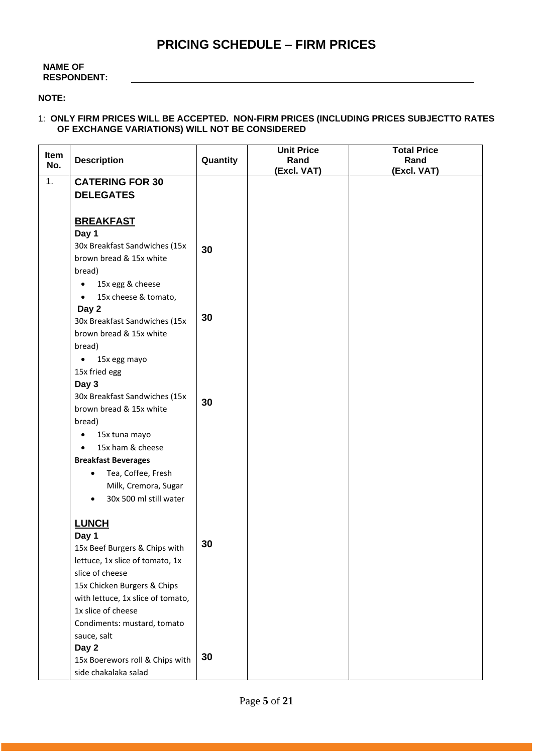# PRICING SCHEDULE – FIRM PRICES

**NAME OF RESPONDENT:** ______________________________

**NOTE:**

1: **ONLY FIRM PRICES WILL BE ACCEPTED. NON-FIRM PRICES (INCLUDING PRICES SUBJECTTO RATES OF EXCHANGE VARIATIONS) WILL NOT BE CONSIDERED**

| Item No. | Description | Quantity | Unit Price Rand (Excl. VAT) | Total Price Rand (Excl. VAT) |
|---|---|---|---|---|
| 1. | **CATERING FOR 30 DELEGATES** | | | |
| | **BREAKFAST** | | | |
| | **Day 1**<br>30x Breakfast Sandwiches (15x brown bread & 15x white bread)<br>• 15x egg & cheese<br>• 15x cheese & tomato, | 30 | | |
| | **Day 2**<br>30x Breakfast Sandwiches (15x brown bread & 15x white bread)<br>• 15x egg mayo<br>15x fried egg | 30 | | |
| | **Day 3**<br>30x Breakfast Sandwiches (15x brown bread & 15x white bread)<br>• 15x tuna mayo<br>• 15x ham & cheese | 30 | | |
| | **Breakfast Beverages**<br>• Tea, Coffee, Fresh Milk, Cremora, Sugar<br>• 30x 500 ml still water | | | |
| | **LUNCH** | | | |
| | **Day 1**<br>15x Beef Burgers & Chips with lettuce, 1x slice of tomato, 1x slice of cheese<br>15x Chicken Burgers & Chips with lettuce, 1x slice of tomato, 1x slice of cheese<br>Condiments: mustard, tomato sauce, salt | 30 | | |
| | **Day 2**<br>15x Boerewors roll & Chips with side chakalaka salad | 30 | | |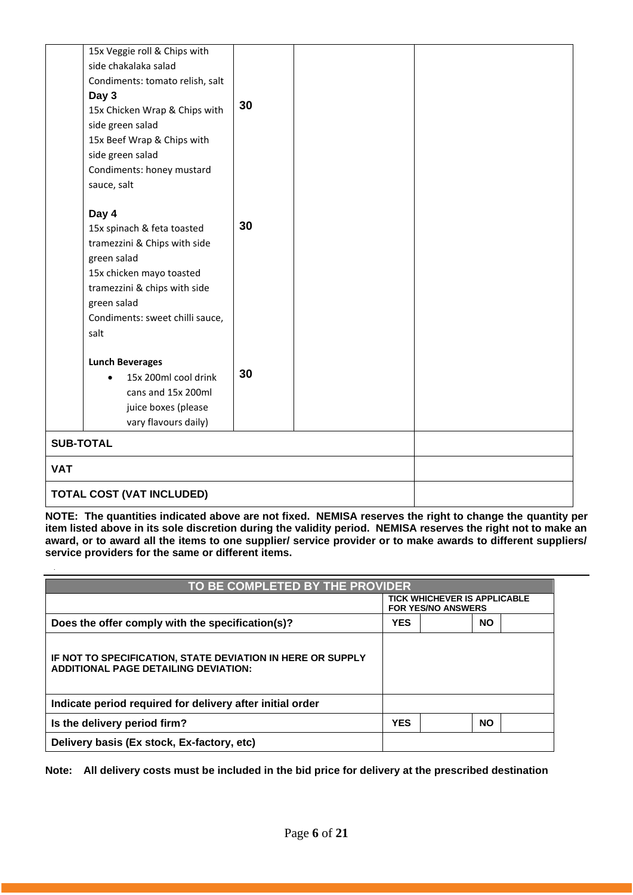| | | | | |
|---|---|---|---|---|
| | 15x Veggie roll & Chips with side chakalaka salad<br>Condiments: tomato relish, salt<br>**Day 3**<br>15x Chicken Wrap & Chips with side green salad<br>15x Beef Wrap & Chips with side green salad<br>Condiments: honey mustard sauce, salt | **30** | | |
| | **Day 4**<br>15x spinach & feta toasted tramezzini & Chips with side green salad<br>15x chicken mayo toasted tramezzini & chips with side green salad<br>Condiments: sweet chilli sauce, salt | **30** | | |
| | **Lunch Beverages**<br>• 15x 200ml cool drink cans and 15x 200ml juice boxes (please vary flavours daily) | **30** | | |
| **SUB-TOTAL** | | | | |
| **VAT** | | | | |
| **TOTAL COST (VAT INCLUDED)** | | | | |

**NOTE: The quantities indicated above are not fixed. NEMISA reserves the right to change the quantity per item listed above in its sole discretion during the validity period. NEMISA reserves the right not to make an award, or to award all the items to one supplier/ service provider or to make awards to different suppliers/ service providers for the same or different items.**

| **TO BE COMPLETED BY THE PROVIDER** | | | | |
|---|---|---|---|---|
| | **TICK WHICHEVER IS APPLICABLE FOR YES/NO ANSWERS** | | | |
| **Does the offer comply with the specification(s)?** | **YES** | | **NO** | |
| **IF NOT TO SPECIFICATION, STATE DEVIATION IN HERE OR SUPPLY ADDITIONAL PAGE DETAILING DEVIATION:** | | | | |
| **Indicate period required for delivery after initial order** | | | | |
| **Is the delivery period firm?** | **YES** | | **NO** | |
| **Delivery basis (Ex stock, Ex-factory, etc)** | | | | |

**Note: All delivery costs must be included in the bid price for delivery at the prescribed destination**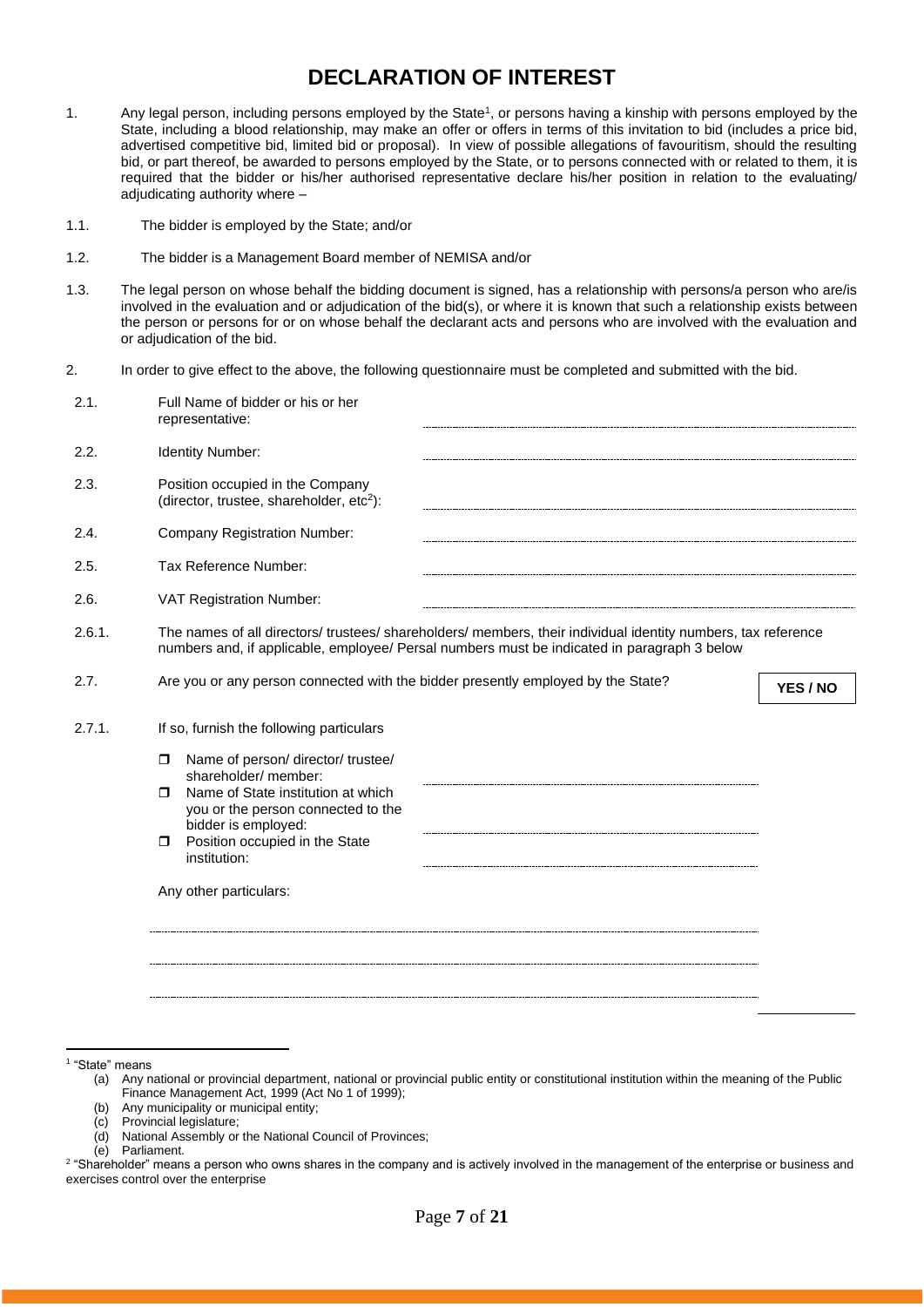# DECLARATION OF INTEREST

1. Any legal person, including persons employed by the State[1], or persons having a kinship with persons employed by the State, including a blood relationship, may make an offer or offers in terms of this invitation to bid (includes a price bid, advertised competitive bid, limited bid or proposal). In view of possible allegations of favouritism, should the resulting bid, or part thereof, be awarded to persons employed by the State, or to persons connected with or related to them, it is required that the bidder or his/her authorised representative declare his/her position in relation to the evaluating/ adjudicating authority where –

1.1. The bidder is employed by the State; and/or

1.2. The bidder is a Management Board member of NEMISA and/or

1.3. The legal person on whose behalf the bidding document is signed, has a relationship with persons/a person who are/is involved in the evaluation and or adjudication of the bid(s), or where it is known that such a relationship exists between the person or persons for or on whose behalf the declarant acts and persons who are involved with the evaluation and or adjudication of the bid.

2. In order to give effect to the above, the following questionnaire must be completed and submitted with the bid.

2.1. Full Name of bidder or his or her representative: ..............................................

2.2. Identity Number: ..............................................

2.3. Position occupied in the Company (director, trustee, shareholder, etc[2]): ..............................................

2.4. Company Registration Number: ..............................................

2.5. Tax Reference Number: ..............................................

2.6. VAT Registration Number: ..............................................

2.6.1. The names of all directors/ trustees/ shareholders/ members, their individual identity numbers, tax reference numbers and, if applicable, employee/ Persal numbers must be indicated in paragraph 3 below

2.7. Are you or any person connected with the bidder presently employed by the State? **YES / NO**

2.7.1. If so, furnish the following particulars

- Name of person/ director/ trustee/ shareholder/ member: ..............................................
- Name of State institution at which you or the person connected to the bidder is employed: ..............................................
- Position occupied in the State institution: ..............................................

Any other particulars:

..............................................

..............................................

..............................................

---

[1] "State" means
(a) Any national or provincial department, national or provincial public entity or constitutional institution within the meaning of the Public Finance Management Act, 1999 (Act No 1 of 1999);
(b) Any municipality or municipal entity;
(c) Provincial legislature;
(d) National Assembly or the National Council of Provinces;
(e) Parliament.

[2] "Shareholder" means a person who owns shares in the company and is actively involved in the management of the enterprise or business and exercises control over the enterprise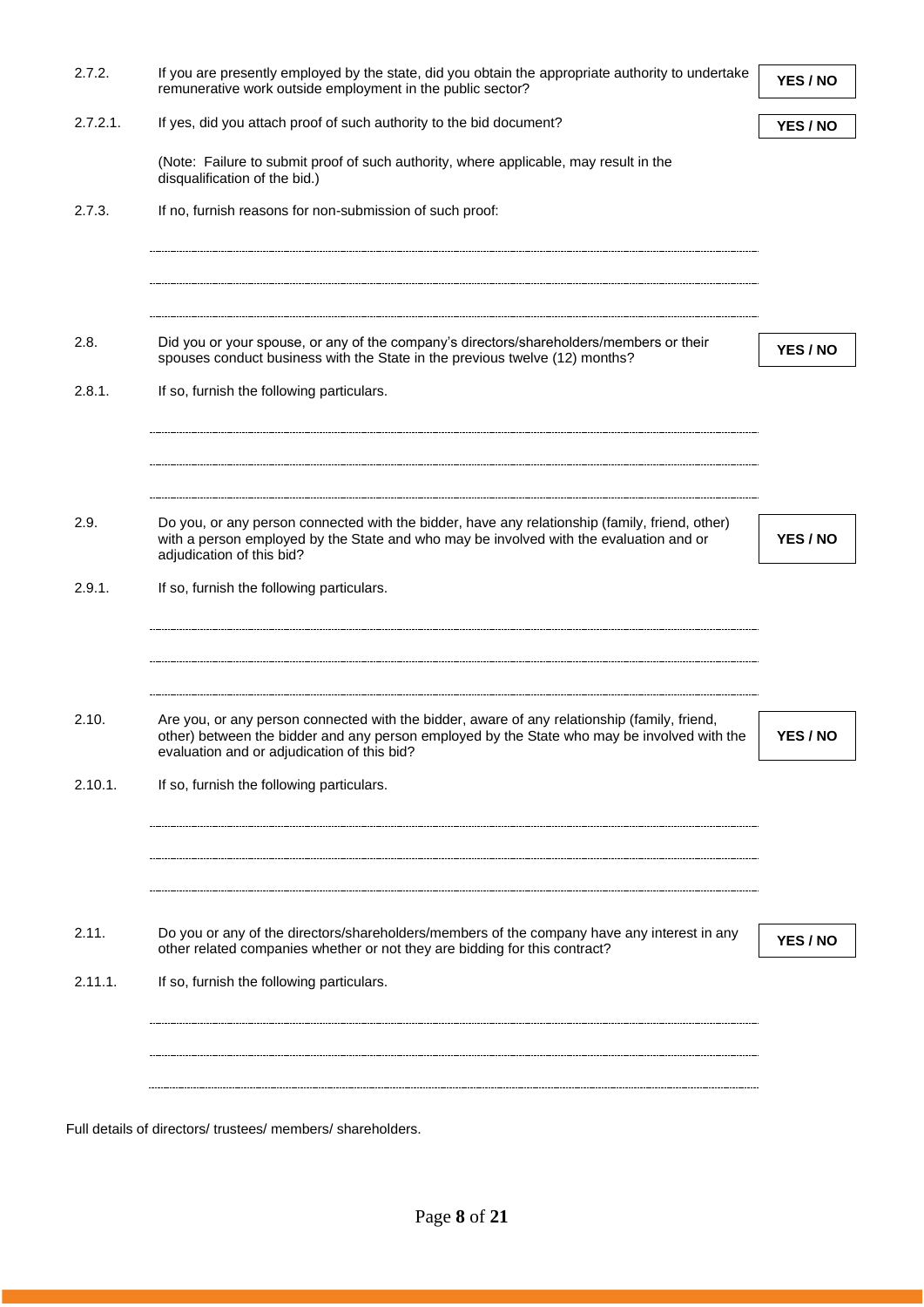2.7.2. If you are presently employed by the state, did you obtain the appropriate authority to undertake remunerative work outside employment in the public sector? **YES / NO**

2.7.2.1. If yes, did you attach proof of such authority to the bid document? **YES / NO**

(Note: Failure to submit proof of such authority, where applicable, may result in the disqualification of the bid.)

2.7.3. If no, furnish reasons for non-submission of such proof:

.............................................................................................................................................

.............................................................................................................................................

.............................................................................................................................................

2.8. Did you or your spouse, or any of the company's directors/shareholders/members or their spouses conduct business with the State in the previous twelve (12) months? **YES / NO**

2.8.1. If so, furnish the following particulars.

.............................................................................................................................................

.............................................................................................................................................

.............................................................................................................................................

2.9. Do you, or any person connected with the bidder, have any relationship (family, friend, other) with a person employed by the State and who may be involved with the evaluation and or adjudication of this bid? **YES / NO**

2.9.1. If so, furnish the following particulars.

.............................................................................................................................................

.............................................................................................................................................

.............................................................................................................................................

2.10. Are you, or any person connected with the bidder, aware of any relationship (family, friend, other) between the bidder and any person employed by the State who may be involved with the evaluation and or adjudication of this bid? **YES / NO**

2.10.1. If so, furnish the following particulars.

.............................................................................................................................................

.............................................................................................................................................

.............................................................................................................................................

2.11. Do you or any of the directors/shareholders/members of the company have any interest in any other related companies whether or not they are bidding for this contract? **YES / NO**

2.11.1. If so, furnish the following particulars.

.............................................................................................................................................

.............................................................................................................................................

.............................................................................................................................................

Full details of directors/ trustees/ members/ shareholders.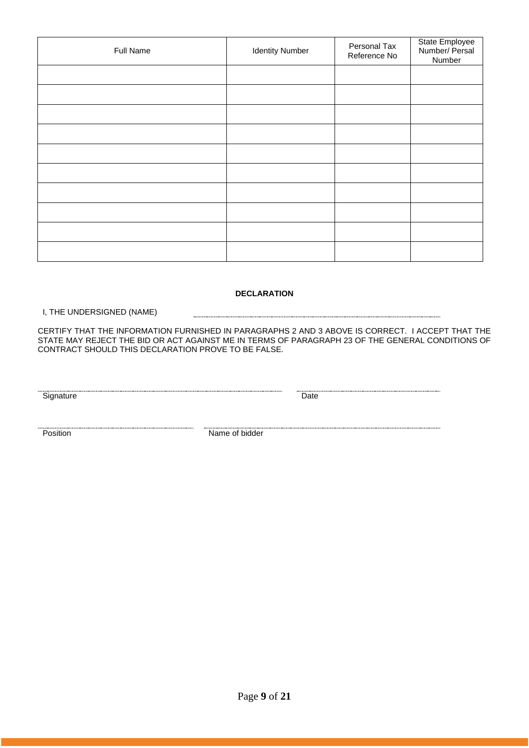| Full Name | Identity Number | Personal Tax Reference No | State Employee Number/ Persal Number |
| --- | --- | --- | --- |
| | | | |
| | | | |
| | | | |
| | | | |
| | | | |
| | | | |
| | | | |
| | | | |
| | | | |
| | | | |

**DECLARATION**

I, THE UNDERSIGNED (NAME) ………………………………………………………………………

CERTIFY THAT THE INFORMATION FURNISHED IN PARAGRAPHS 2 AND 3 ABOVE IS CORRECT. I ACCEPT THAT THE STATE MAY REJECT THE BID OR ACT AGAINST ME IN TERMS OF PARAGRAPH 23 OF THE GENERAL CONDITIONS OF CONTRACT SHOULD THIS DECLARATION PROVE TO BE FALSE.

……………………………………………………… ………………………………………
Signature Date

……………………………………… ………………………………………………………
Position Name of bidder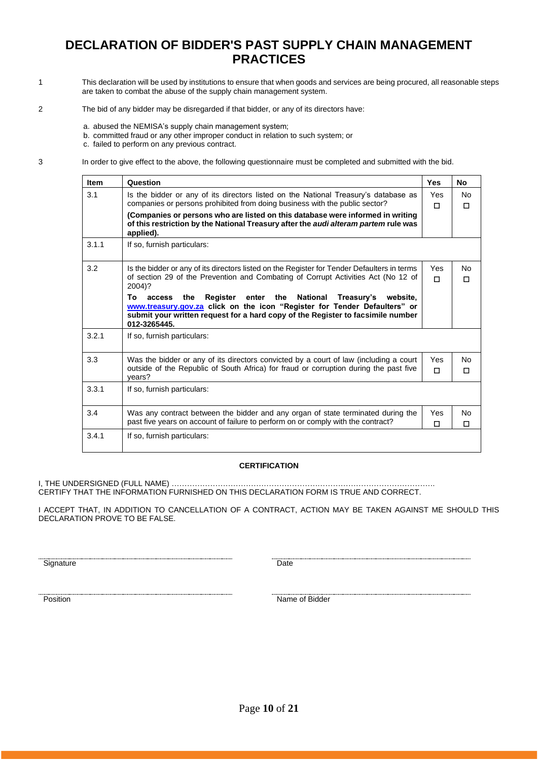# DECLARATION OF BIDDER'S PAST SUPPLY CHAIN MANAGEMENT PRACTICES

1 This declaration will be used by institutions to ensure that when goods and services are being procured, all reasonable steps are taken to combat the abuse of the supply chain management system.

2 The bid of any bidder may be disregarded if that bidder, or any of its directors have:

a. abused the NEMISA's supply chain management system;
b. committed fraud or any other improper conduct in relation to such system; or
c. failed to perform on any previous contract.

3 In order to give effect to the above, the following questionnaire must be completed and submitted with the bid.

| Item | Question | Yes | No |
|---|---|---|---|
| 3.1 | Is the bidder or any of its directors listed on the National Treasury's database as companies or persons prohibited from doing business with the public sector?<br>**(Companies or persons who are listed on this database were informed in writing of this restriction by the National Treasury after the *audi alteram partem* rule was applied).** | Yes ☐ | No ☐ |
| 3.1.1 | If so, furnish particulars: | | |
| 3.2 | Is the bidder or any of its directors listed on the Register for Tender Defaulters in terms of section 29 of the Prevention and Combating of Corrupt Activities Act (No 12 of 2004)?<br>**To access the Register enter the National Treasury's website, www.treasury.gov.za click on the icon "Register for Tender Defaulters" or submit your written request for a hard copy of the Register to facsimile number 012-3265445.** | Yes ☐ | No ☐ |
| 3.2.1 | If so, furnish particulars: | | |
| 3.3 | Was the bidder or any of its directors convicted by a court of law (including a court outside of the Republic of South Africa) for fraud or corruption during the past five years? | Yes ☐ | No ☐ |
| 3.3.1 | If so, furnish particulars: | | |
| 3.4 | Was any contract between the bidder and any organ of state terminated during the past five years on account of failure to perform on or comply with the contract? | Yes ☐ | No ☐ |
| 3.4.1 | If so, furnish particulars: | | |

**CERTIFICATION**

I, THE UNDERSIGNED (FULL NAME) ………………………………………………………………………………………… CERTIFY THAT THE INFORMATION FURNISHED ON THIS DECLARATION FORM IS TRUE AND CORRECT.

I ACCEPT THAT, IN ADDITION TO CANCELLATION OF A CONTRACT, ACTION MAY BE TAKEN AGAINST ME SHOULD THIS DECLARATION PROVE TO BE FALSE.

| | |
|---|---|
| ……………………………………… Signature | ……………………………………… Date |
| ……………………………………… Position | ……………………………………… Name of Bidder |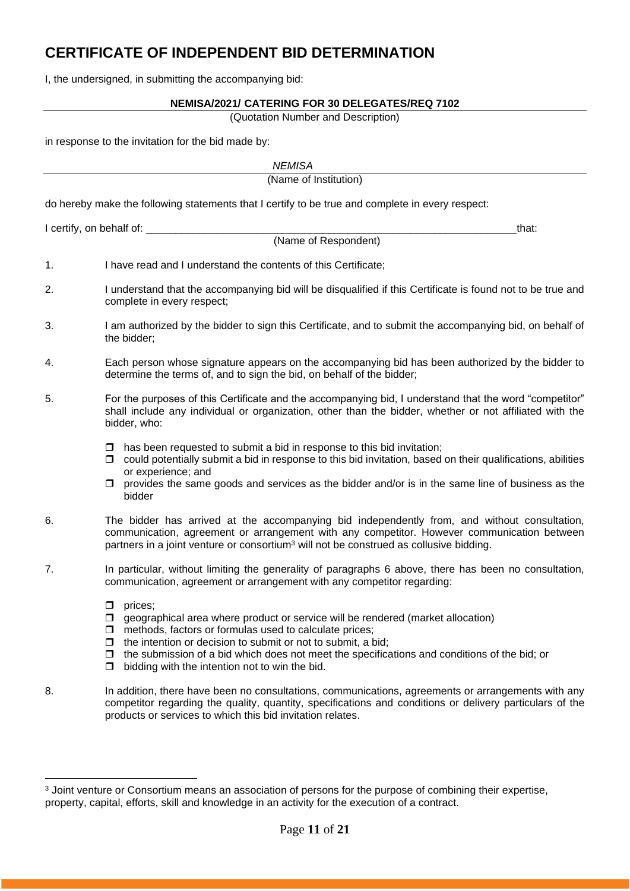# CERTIFICATE OF INDEPENDENT BID DETERMINATION

I, the undersigned, in submitting the accompanying bid:

**NEMISA/2021/ CATERING FOR 30 DELEGATES/REQ 7102**

(Quotation Number and Description)

in response to the invitation for the bid made by:

*NEMISA*

(Name of Institution)

do hereby make the following statements that I certify to be true and complete in every respect:

I certify, on behalf of: ___________________________________________________________________that:

(Name of Respondent)

1. I have read and I understand the contents of this Certificate;

2. I understand that the accompanying bid will be disqualified if this Certificate is found not to be true and complete in every respect;

3. I am authorized by the bidder to sign this Certificate, and to submit the accompanying bid, on behalf of the bidder;

4. Each person whose signature appears on the accompanying bid has been authorized by the bidder to determine the terms of, and to sign the bid, on behalf of the bidder;

5. For the purposes of this Certificate and the accompanying bid, I understand that the word "competitor" shall include any individual or organization, other than the bidder, whether or not affiliated with the bidder, who:

   - has been requested to submit a bid in response to this bid invitation;
   - could potentially submit a bid in response to this bid invitation, based on their qualifications, abilities or experience; and
   - provides the same goods and services as the bidder and/or is in the same line of business as the bidder

6. The bidder has arrived at the accompanying bid independently from, and without consultation, communication, agreement or arrangement with any competitor. However communication between partners in a joint venture or consortium[3] will not be construed as collusive bidding.

7. In particular, without limiting the generality of paragraphs 6 above, there has been no consultation, communication, agreement or arrangement with any competitor regarding:

   - prices;
   - geographical area where product or service will be rendered (market allocation)
   - methods, factors or formulas used to calculate prices;
   - the intention or decision to submit or not to submit, a bid;
   - the submission of a bid which does not meet the specifications and conditions of the bid; or
   - bidding with the intention not to win the bid.

8. In addition, there have been no consultations, communications, agreements or arrangements with any competitor regarding the quality, quantity, specifications and conditions or delivery particulars of the products or services to which this bid invitation relates.

---

[3] Joint venture or Consortium means an association of persons for the purpose of combining their expertise, property, capital, efforts, skill and knowledge in an activity for the execution of a contract.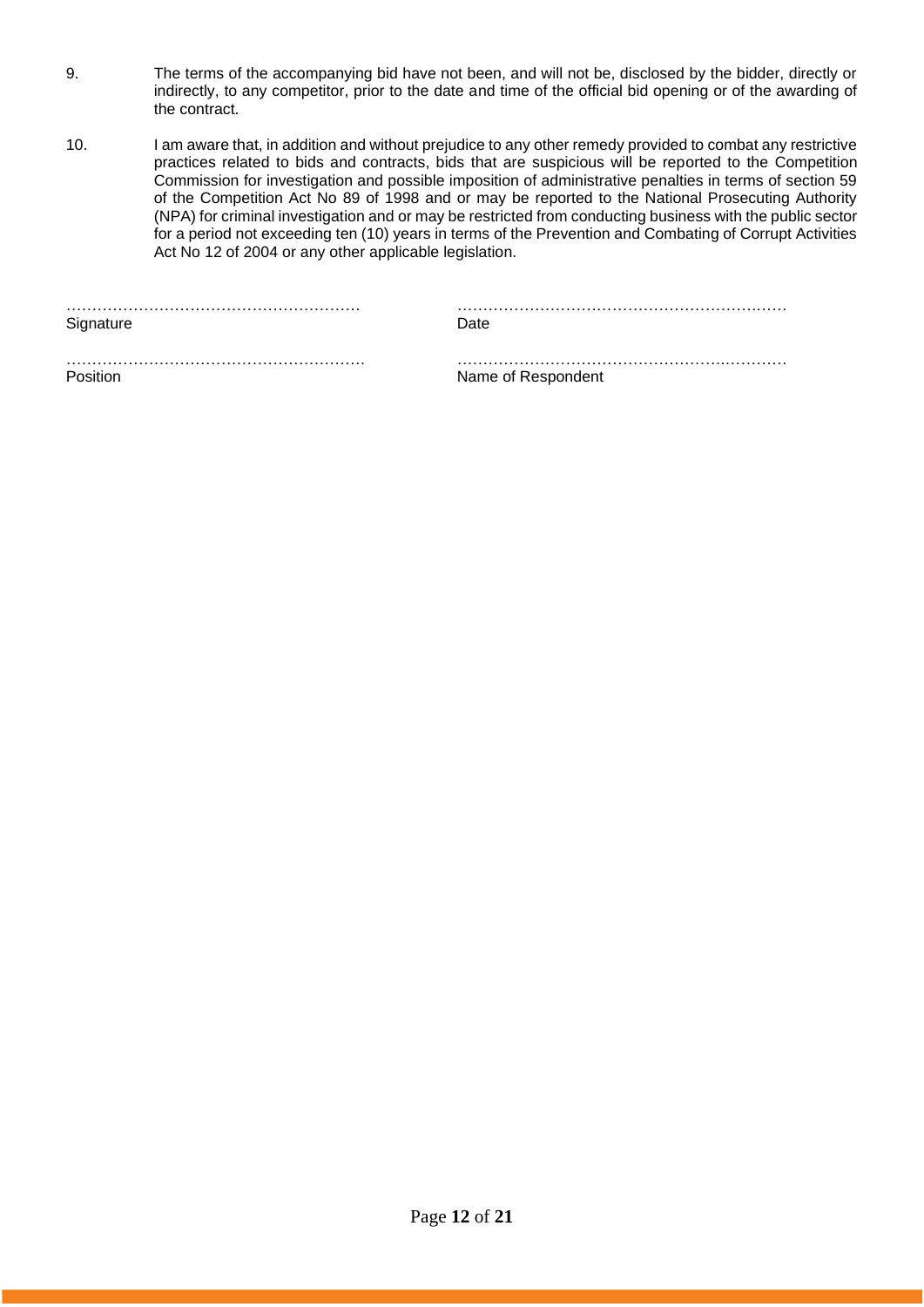9. The terms of the accompanying bid have not been, and will not be, disclosed by the bidder, directly or indirectly, to any competitor, prior to the date and time of the official bid opening or of the awarding of the contract.

10. I am aware that, in addition and without prejudice to any other remedy provided to combat any restrictive practices related to bids and contracts, bids that are suspicious will be reported to the Competition Commission for investigation and possible imposition of administrative penalties in terms of section 59 of the Competition Act No 89 of 1998 and or may be reported to the National Prosecuting Authority (NPA) for criminal investigation and or may be restricted from conducting business with the public sector for a period not exceeding ten (10) years in terms of the Prevention and Combating of Corrupt Activities Act No 12 of 2004 or any other applicable legislation.

| | |
|---|---|
| ………………………………………………… | ……………………………………………………… |
| Signature | Date |
| ………………………………………………… | ……………………………………………………… |
| Position | Name of Respondent |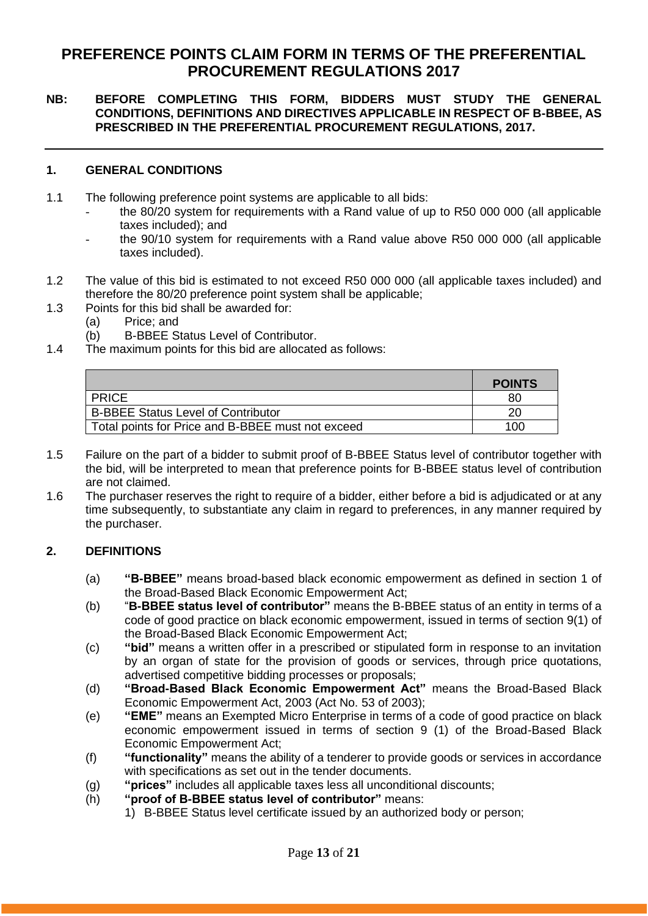# PREFERENCE POINTS CLAIM FORM IN TERMS OF THE PREFERENTIAL PROCUREMENT REGULATIONS 2017

**NB: BEFORE COMPLETING THIS FORM, BIDDERS MUST STUDY THE GENERAL CONDITIONS, DEFINITIONS AND DIRECTIVES APPLICABLE IN RESPECT OF B-BBEE, AS PRESCRIBED IN THE PREFERENTIAL PROCUREMENT REGULATIONS, 2017.**

---

## 1. GENERAL CONDITIONS

1.1 The following preference point systems are applicable to all bids:
- the 80/20 system for requirements with a Rand value of up to R50 000 000 (all applicable taxes included); and
- the 90/10 system for requirements with a Rand value above R50 000 000 (all applicable taxes included).

1.2 The value of this bid is estimated to not exceed R50 000 000 (all applicable taxes included) and therefore the 80/20 preference point system shall be applicable;

1.3 Points for this bid shall be awarded for:
  (a) Price; and
  (b) B-BBEE Status Level of Contributor.

1.4 The maximum points for this bid are allocated as follows:

| | POINTS |
|---|---|
| PRICE | 80 |
| B-BBEE Status Level of Contributor | 20 |
| Total points for Price and B-BBEE must not exceed | 100 |

1.5 Failure on the part of a bidder to submit proof of B-BBEE Status level of contributor together with the bid, will be interpreted to mean that preference points for B-BBEE status level of contribution are not claimed.

1.6 The purchaser reserves the right to require of a bidder, either before a bid is adjudicated or at any time subsequently, to substantiate any claim in regard to preferences, in any manner required by the purchaser.

## 2. DEFINITIONS

(a) **"B-BBEE"** means broad-based black economic empowerment as defined in section 1 of the Broad-Based Black Economic Empowerment Act;

(b) "**B-BBEE status level of contributor"** means the B-BBEE status of an entity in terms of a code of good practice on black economic empowerment, issued in terms of section 9(1) of the Broad-Based Black Economic Empowerment Act;

(c) **"bid"** means a written offer in a prescribed or stipulated form in response to an invitation by an organ of state for the provision of goods or services, through price quotations, advertised competitive bidding processes or proposals;

(d) **"Broad-Based Black Economic Empowerment Act"** means the Broad-Based Black Economic Empowerment Act, 2003 (Act No. 53 of 2003);

(e) **"EME"** means an Exempted Micro Enterprise in terms of a code of good practice on black economic empowerment issued in terms of section 9 (1) of the Broad-Based Black Economic Empowerment Act;

(f) **"functionality"** means the ability of a tenderer to provide goods or services in accordance with specifications as set out in the tender documents.

(g) **"prices"** includes all applicable taxes less all unconditional discounts;

(h) **"proof of B-BBEE status level of contributor"** means:
  1) B-BBEE Status level certificate issued by an authorized body or person;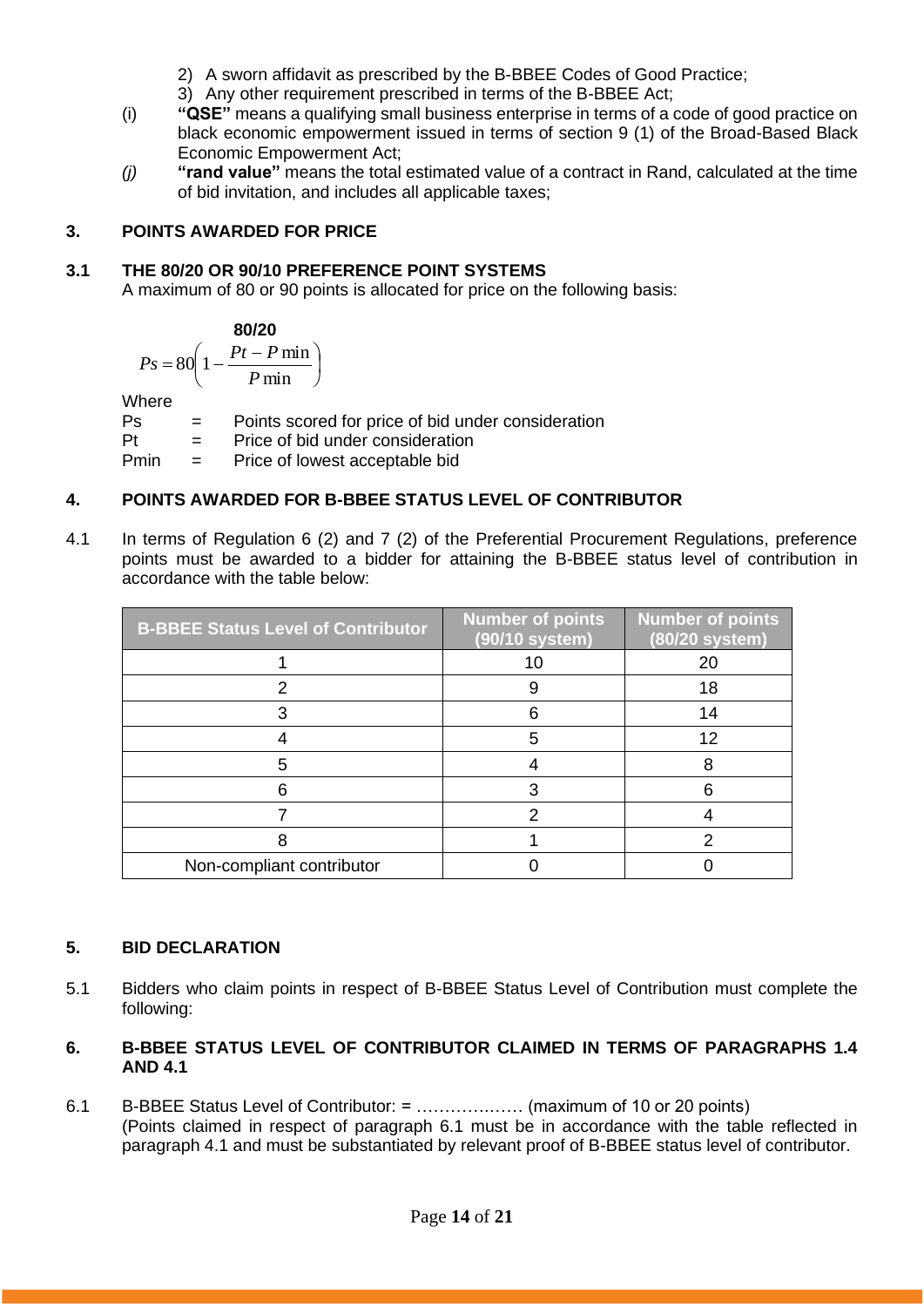2) A sworn affidavit as prescribed by the B-BBEE Codes of Good Practice;
3) Any other requirement prescribed in terms of the B-BBEE Act;

(i) **"QSE"** means a qualifying small business enterprise in terms of a code of good practice on black economic empowerment issued in terms of section 9 (1) of the Broad-Based Black Economic Empowerment Act;

*(j)* **"rand value"** means the total estimated value of a contract in Rand, calculated at the time of bid invitation, and includes all applicable taxes;

## 3. POINTS AWARDED FOR PRICE

### 3.1 THE 80/20 OR 90/10 PREFERENCE POINT SYSTEMS

A maximum of 80 or 90 points is allocated for price on the following basis:

**80/20**

$$Ps = 80\left(1 - \frac{Pt - P\min}{P\min}\right)$$

Where

Ps = Points scored for price of bid under consideration

Pt = Price of bid under consideration

Pmin = Price of lowest acceptable bid

## 4. POINTS AWARDED FOR B-BBEE STATUS LEVEL OF CONTRIBUTOR

4.1 In terms of Regulation 6 (2) and 7 (2) of the Preferential Procurement Regulations, preference points must be awarded to a bidder for attaining the B-BBEE status level of contribution in accordance with the table below:

| B-BBEE Status Level of Contributor | Number of points (90/10 system) | Number of points (80/20 system) |
|---|---|---|
| 1 | 10 | 20 |
| 2 | 9 | 18 |
| 3 | 6 | 14 |
| 4 | 5 | 12 |
| 5 | 4 | 8 |
| 6 | 3 | 6 |
| 7 | 2 | 4 |
| 8 | 1 | 2 |
| Non-compliant contributor | 0 | 0 |

## 5. BID DECLARATION

5.1 Bidders who claim points in respect of B-BBEE Status Level of Contribution must complete the following:

## 6. B-BBEE STATUS LEVEL OF CONTRIBUTOR CLAIMED IN TERMS OF PARAGRAPHS 1.4 AND 4.1

6.1 B-BBEE Status Level of Contributor: = ……………..… (maximum of 10 or 20 points)
(Points claimed in respect of paragraph 6.1 must be in accordance with the table reflected in paragraph 4.1 and must be substantiated by relevant proof of B-BBEE status level of contributor.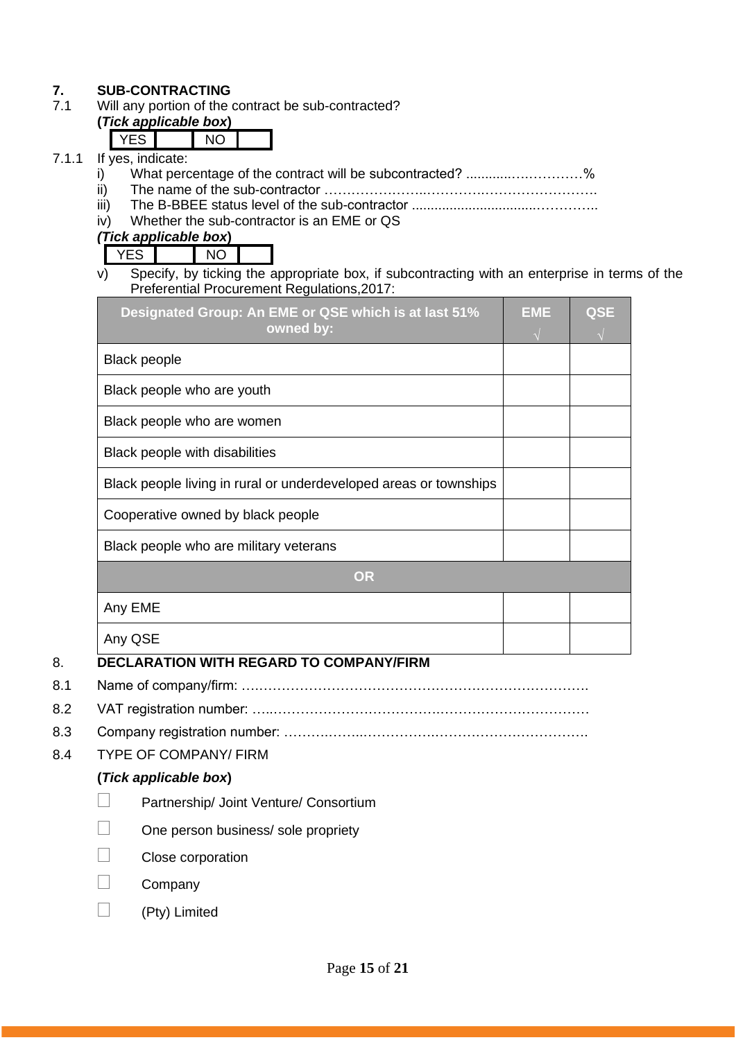## 7. SUB-CONTRACTING

7.1 Will any portion of the contract be sub-contracted?

**(*Tick applicable box*)**

| YES | | NO | |
|---|---|---|---|

7.1.1 If yes, indicate:

i) What percentage of the contract will be subcontracted? ............……………%

ii) The name of the sub-contractor …………………..………….……………………….

iii) The B-BBEE status level of the sub-contractor ................................…………..

iv) Whether the sub-contractor is an EME or QS

***(Tick applicable box*)**

| YES | | NO | |
|---|---|---|---|

v) Specify, by ticking the appropriate box, if subcontracting with an enterprise in terms of the Preferential Procurement Regulations,2017:

| Designated Group: An EME or QSE which is at last 51% owned by: | EME √ | QSE √ |
|---|---|---|
| Black people | | |
| Black people who are youth | | |
| Black people who are women | | |
| Black people with disabilities | | |
| Black people living in rural or underdeveloped areas or townships | | |
| Cooperative owned by black people | | |
| Black people who are military veterans | | |
| **OR** | | |
| Any EME | | |
| Any QSE | | |

## 8. DECLARATION WITH REGARD TO COMPANY/FIRM

8.1 Name of company/firm: ….………………………………………………………………….

8.2 VAT registration number: …..……………………………….…………………………

8.3 Company registration number: …………….……..…………….…………………………….

8.4 TYPE OF COMPANY/ FIRM

**(*Tick applicable box*)**

- ☐ Partnership/ Joint Venture/ Consortium
- ☐ One person business/ sole propriety
- ☐ Close corporation
- ☐ Company
- ☐ (Pty) Limited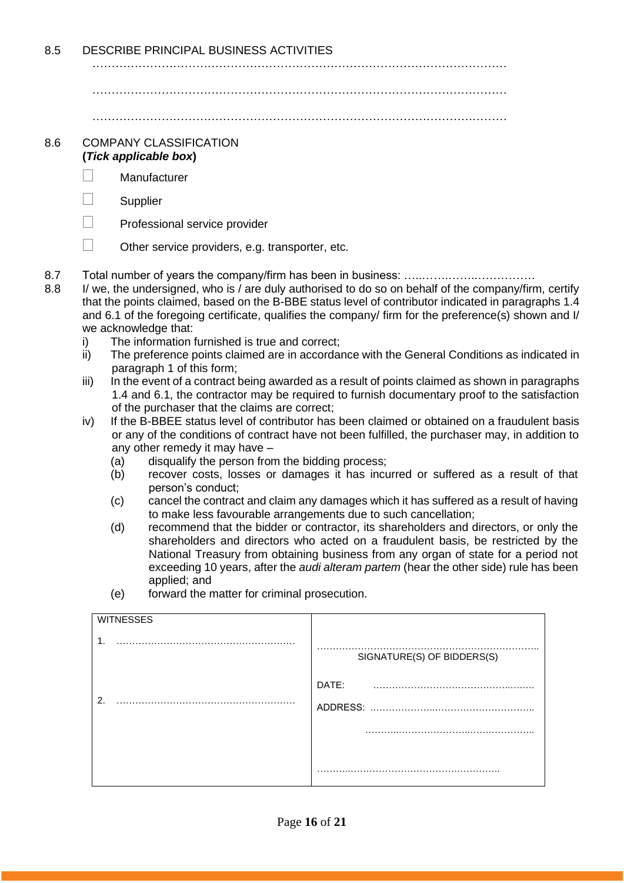8.5 DESCRIBE PRINCIPAL BUSINESS ACTIVITIES

…………………………………………………………………………………………………

…………………………………………………………………………………………………

…………………………………………………………………………………………………

8.6 COMPANY CLASSIFICATION
**(*Tick applicable box*)**

- ☐ Manufacturer
- ☐ Supplier
- ☐ Professional service provider
- ☐ Other service providers, e.g. transporter, etc.

8.7 Total number of years the company/firm has been in business: ……………………………

8.8 I/ we, the undersigned, who is / are duly authorised to do so on behalf of the company/firm, certify that the points claimed, based on the B-BBE status level of contributor indicated in paragraphs 1.4 and 6.1 of the foregoing certificate, qualifies the company/ firm for the preference(s) shown and I/ we acknowledge that:

i) The information furnished is true and correct;

ii) The preference points claimed are in accordance with the General Conditions as indicated in paragraph 1 of this form;

iii) In the event of a contract being awarded as a result of points claimed as shown in paragraphs 1.4 and 6.1, the contractor may be required to furnish documentary proof to the satisfaction of the purchaser that the claims are correct;

iv) If the B-BBEE status level of contributor has been claimed or obtained on a fraudulent basis or any of the conditions of contract have not been fulfilled, the purchaser may, in addition to any other remedy it may have –

(a) disqualify the person from the bidding process;

(b) recover costs, losses or damages it has incurred or suffered as a result of that person's conduct;

(c) cancel the contract and claim any damages which it has suffered as a result of having to make less favourable arrangements due to such cancellation;

(d) recommend that the bidder or contractor, its shareholders and directors, or only the shareholders and directors who acted on a fraudulent basis, be restricted by the National Treasury from obtaining business from any organ of state for a period not exceeding 10 years, after the *audi alteram partem* (hear the other side) rule has been applied; and

(e) forward the matter for criminal prosecution.

| WITNESSES | |
|---|---|
| 1. ………………………………………… | ………………………………………………………… SIGNATURE(S) OF BIDDERS(S) |
| 2. ………………………………………… | DATE: …………………………………………… |
| | ADDRESS: ………………………………………… |
| | ………………………………………… |
| | ………………………………………………… |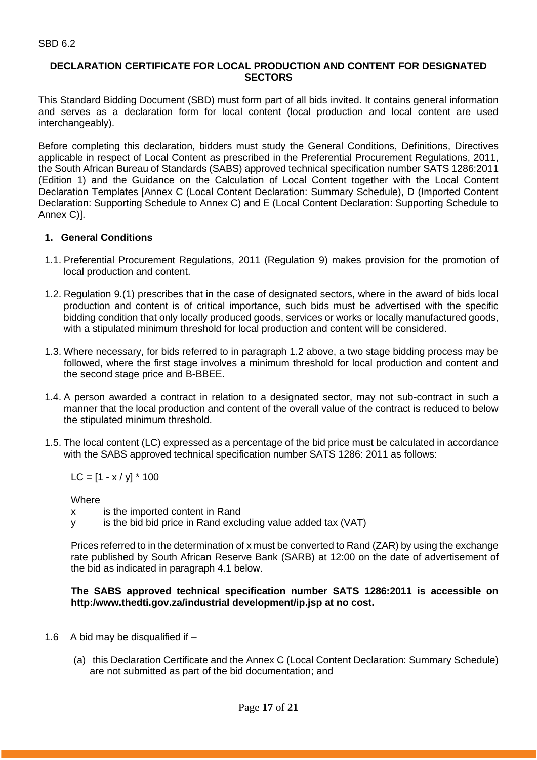SBD 6.2

**DECLARATION CERTIFICATE FOR LOCAL PRODUCTION AND CONTENT FOR DESIGNATED SECTORS**

This Standard Bidding Document (SBD) must form part of all bids invited. It contains general information and serves as a declaration form for local content (local production and local content are used interchangeably).

Before completing this declaration, bidders must study the General Conditions, Definitions, Directives applicable in respect of Local Content as prescribed in the Preferential Procurement Regulations, 2011, the South African Bureau of Standards (SABS) approved technical specification number SATS 1286:2011 (Edition 1) and the Guidance on the Calculation of Local Content together with the Local Content Declaration Templates [Annex C (Local Content Declaration: Summary Schedule), D (Imported Content Declaration: Supporting Schedule to Annex C) and E (Local Content Declaration: Supporting Schedule to Annex C)].

## 1. General Conditions

1.1. Preferential Procurement Regulations, 2011 (Regulation 9) makes provision for the promotion of local production and content.

1.2. Regulation 9.(1) prescribes that in the case of designated sectors, where in the award of bids local production and content is of critical importance, such bids must be advertised with the specific bidding condition that only locally produced goods, services or works or locally manufactured goods, with a stipulated minimum threshold for local production and content will be considered.

1.3. Where necessary, for bids referred to in paragraph 1.2 above, a two stage bidding process may be followed, where the first stage involves a minimum threshold for local production and content and the second stage price and B-BBEE.

1.4. A person awarded a contract in relation to a designated sector, may not sub-contract in such a manner that the local production and content of the overall value of the contract is reduced to below the stipulated minimum threshold.

1.5. The local content (LC) expressed as a percentage of the bid price must be calculated in accordance with the SABS approved technical specification number SATS 1286: 2011 as follows:

$$LC = [1 - x / y] * 100$$

Where

x is the imported content in Rand

y is the bid bid price in Rand excluding value added tax (VAT)

Prices referred to in the determination of x must be converted to Rand (ZAR) by using the exchange rate published by South African Reserve Bank (SARB) at 12:00 on the date of advertisement of the bid as indicated in paragraph 4.1 below.

**The SABS approved technical specification number SATS 1286:2011 is accessible on http:/www.thedti.gov.za/industrial development/ip.jsp at no cost.**

1.6 A bid may be disqualified if –

(a) this Declaration Certificate and the Annex C (Local Content Declaration: Summary Schedule) are not submitted as part of the bid documentation; and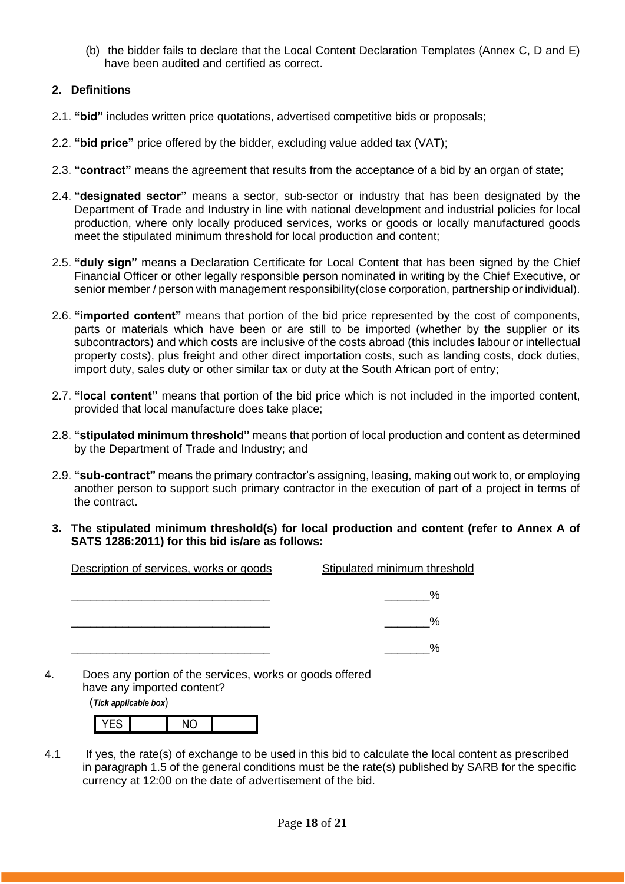(b) the bidder fails to declare that the Local Content Declaration Templates (Annex C, D and E) have been audited and certified as correct.

## 2. Definitions

2.1. **"bid"** includes written price quotations, advertised competitive bids or proposals;

2.2. **"bid price"** price offered by the bidder, excluding value added tax (VAT);

2.3. **"contract"** means the agreement that results from the acceptance of a bid by an organ of state;

2.4. **"designated sector"** means a sector, sub-sector or industry that has been designated by the Department of Trade and Industry in line with national development and industrial policies for local production, where only locally produced services, works or goods or locally manufactured goods meet the stipulated minimum threshold for local production and content;

2.5. **"duly sign"** means a Declaration Certificate for Local Content that has been signed by the Chief Financial Officer or other legally responsible person nominated in writing by the Chief Executive, or senior member / person with management responsibility(close corporation, partnership or individual).

2.6. **"imported content"** means that portion of the bid price represented by the cost of components, parts or materials which have been or are still to be imported (whether by the supplier or its subcontractors) and which costs are inclusive of the costs abroad (this includes labour or intellectual property costs), plus freight and other direct importation costs, such as landing costs, dock duties, import duty, sales duty or other similar tax or duty at the South African port of entry;

2.7. **"local content"** means that portion of the bid price which is not included in the imported content, provided that local manufacture does take place;

2.8. **"stipulated minimum threshold"** means that portion of local production and content as determined by the Department of Trade and Industry; and

2.9. **"sub-contract"** means the primary contractor's assigning, leasing, making out work to, or employing another person to support such primary contractor in the execution of part of a project in terms of the contract.

**3. The stipulated minimum threshold(s) for local production and content (refer to Annex A of SATS 1286:2011) for this bid is/are as follows:**

| Description of services, works or goods | Stipulated minimum threshold |
| --- | --- |
| _______________________________ | _______% |
| _______________________________ | _______% |
| _______________________________ | _______% |

4. Does any portion of the services, works or goods offered have any imported content?
(*Tick applicable box*)

| YES | | NO | |
| --- | --- | --- | --- |

4.1 If yes, the rate(s) of exchange to be used in this bid to calculate the local content as prescribed in paragraph 1.5 of the general conditions must be the rate(s) published by SARB for the specific currency at 12:00 on the date of advertisement of the bid.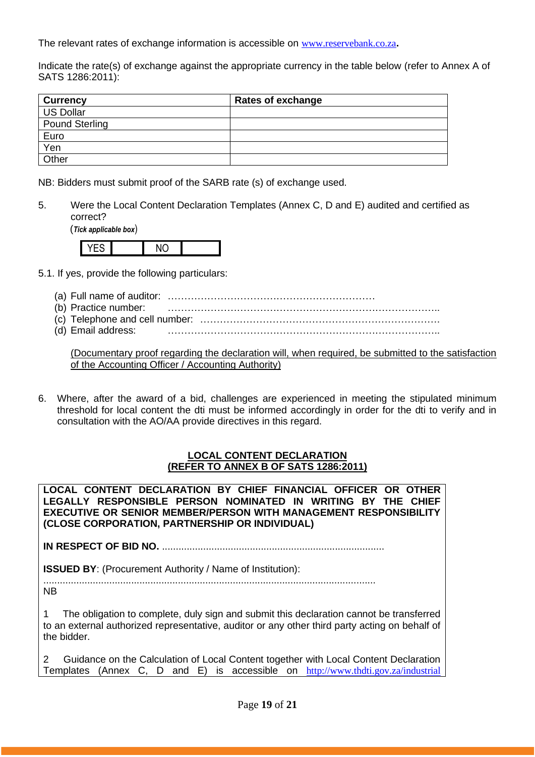The relevant rates of exchange information is accessible on www.reservebank.co.za.

Indicate the rate(s) of exchange against the appropriate currency in the table below (refer to Annex A of SATS 1286:2011):

| Currency | Rates of exchange |
|---|---|
| US Dollar | |
| Pound Sterling | |
| Euro | |
| Yen | |
| Other | |

NB: Bidders must submit proof of the SARB rate (s) of exchange used.

5. Were the Local Content Declaration Templates (Annex C, D and E) audited and certified as correct?
   (*Tick applicable box*)

| YES | | NO | |
|---|---|---|---|

5.1. If yes, provide the following particulars:

(a) Full name of auditor: ………………………………………………………
(b) Practice number: ………………………………………………………………………..
(c) Telephone and cell number: ………………………………………………………………
(d) Email address: ………………………………………………………………………..

(Documentary proof regarding the declaration will, when required, be submitted to the satisfaction of the Accounting Officer / Accounting Authority)

6. Where, after the award of a bid, challenges are experienced in meeting the stipulated minimum threshold for local content the dti must be informed accordingly in order for the dti to verify and in consultation with the AO/AA provide directives in this regard.

**LOCAL CONTENT DECLARATION**
**(REFER TO ANNEX B OF SATS 1286:2011)**

**LOCAL CONTENT DECLARATION BY CHIEF FINANCIAL OFFICER OR OTHER LEGALLY RESPONSIBLE PERSON NOMINATED IN WRITING BY THE CHIEF EXECUTIVE OR SENIOR MEMBER/PERSON WITH MANAGEMENT RESPONSIBILITY (CLOSE CORPORATION, PARTNERSHIP OR INDIVIDUAL)**

**IN RESPECT OF BID NO.** .................................................................................

**ISSUED BY**: (Procurement Authority / Name of Institution):
.........................................................................................................................
NB

1 The obligation to complete, duly sign and submit this declaration cannot be transferred to an external authorized representative, auditor or any other third party acting on behalf of the bidder.

2 Guidance on the Calculation of Local Content together with Local Content Declaration Templates (Annex C, D and E) is accessible on http://www.thdti.gov.za/industrial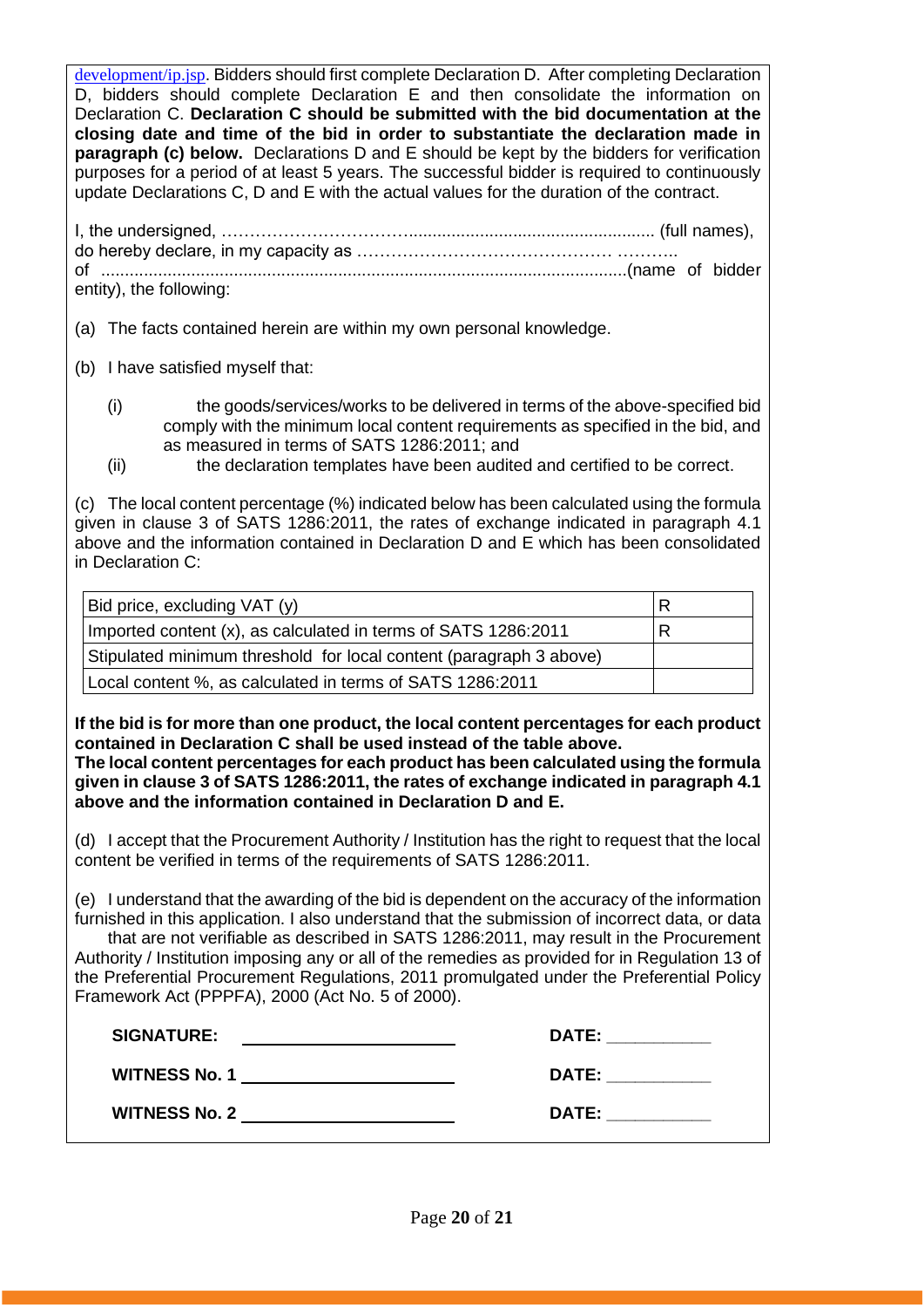development/ip.jsp. Bidders should first complete Declaration D. After completing Declaration D, bidders should complete Declaration E and then consolidate the information on Declaration C. **Declaration C should be submitted with the bid documentation at the closing date and time of the bid in order to substantiate the declaration made in paragraph (c) below.** Declarations D and E should be kept by the bidders for verification purposes for a period of at least 5 years. The successful bidder is required to continuously update Declarations C, D and E with the actual values for the duration of the contract.

I, the undersigned, …………………………….................................................... (full names), do hereby declare, in my capacity as …………………………………… ……….. of ..............................................................................................................(name of bidder entity), the following:

(a) The facts contained herein are within my own personal knowledge.

(b) I have satisfied myself that:

(i) the goods/services/works to be delivered in terms of the above-specified bid comply with the minimum local content requirements as specified in the bid, and as measured in terms of SATS 1286:2011; and

(ii) the declaration templates have been audited and certified to be correct.

(c) The local content percentage (%) indicated below has been calculated using the formula given in clause 3 of SATS 1286:2011, the rates of exchange indicated in paragraph 4.1 above and the information contained in Declaration D and E which has been consolidated in Declaration C:

| | |
|---|---|
| Bid price, excluding VAT (y) | R |
| Imported content (x), as calculated in terms of SATS 1286:2011 | R |
| Stipulated minimum threshold for local content (paragraph 3 above) | |
| Local content %, as calculated in terms of SATS 1286:2011 | |

**If the bid is for more than one product, the local content percentages for each product contained in Declaration C shall be used instead of the table above.**
**The local content percentages for each product has been calculated using the formula given in clause 3 of SATS 1286:2011, the rates of exchange indicated in paragraph 4.1 above and the information contained in Declaration D and E.**

(d) I accept that the Procurement Authority / Institution has the right to request that the local content be verified in terms of the requirements of SATS 1286:2011.

(e) I understand that the awarding of the bid is dependent on the accuracy of the information furnished in this application. I also understand that the submission of incorrect data, or data that are not verifiable as described in SATS 1286:2011, may result in the Procurement Authority / Institution imposing any or all of the remedies as provided for in Regulation 13 of the Preferential Procurement Regulations, 2011 promulgated under the Preferential Policy Framework Act (PPPFA), 2000 (Act No. 5 of 2000).

**SIGNATURE:** ______________________ **DATE:** ___________

**WITNESS No. 1** ______________________ **DATE:** ___________

**WITNESS No. 2** ______________________ **DATE:** ___________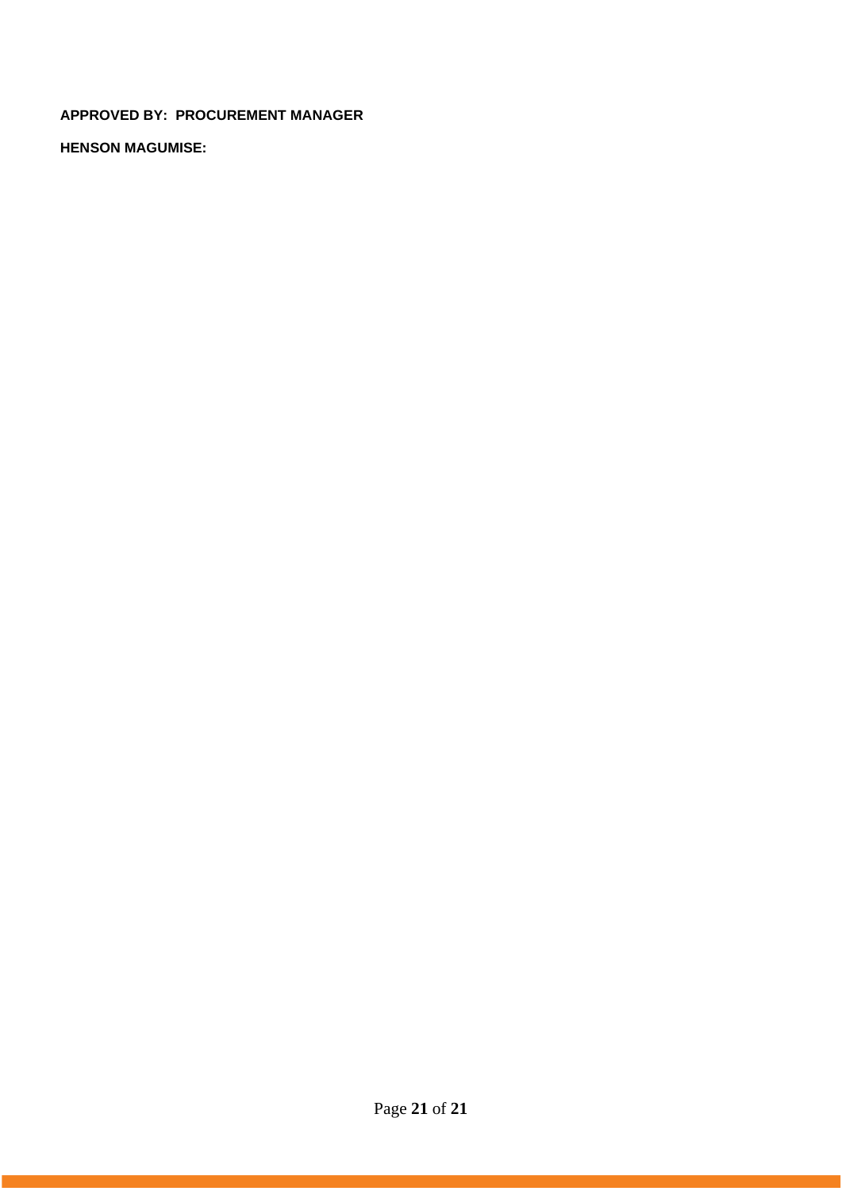**APPROVED BY: PROCUREMENT MANAGER**

**HENSON MAGUMISE:**